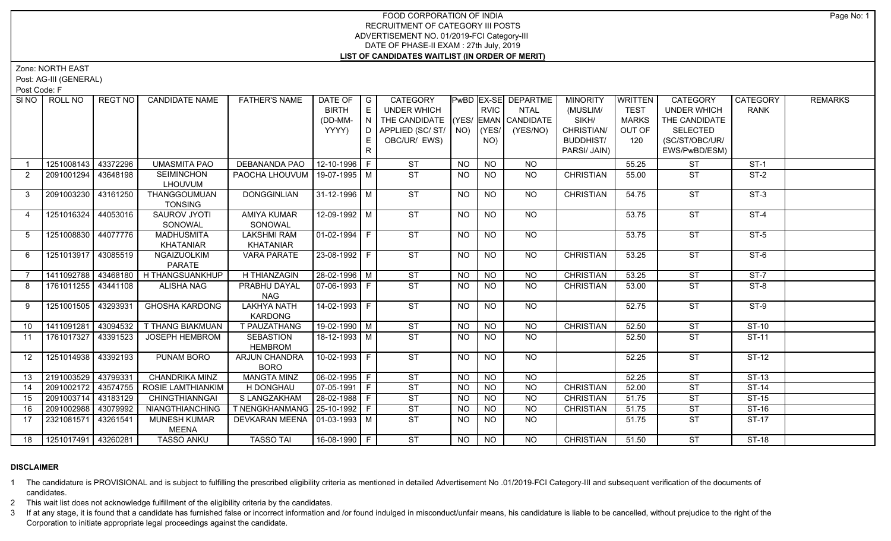# FOOD CORPORATION OF INDIA
## RECRUITMENT OF CATEGORY III POSTS
## ADVERTISEMENT NO. 01/2019-FCI Category-III
## DATE OF PHASE-II EXAM : 27th July, 2019
## LIST OF CANDIDATES WAITLIST (IN ORDER OF MERIT)

Zone: NORTH EAST
Post: AG-III (GENERAL)
Post Code: F

| SI NO | ROLL NO | REGT NO | CANDIDATE NAME | FATHER'S NAME | DATE OF BIRTH (DD-MM-YYYY) | GENDER | CATEGORY UNDER WHICH THE CANDIDATE APPLIED (SC/ ST/ OBC/UR/ EWS) | PwBD (YES/ NO) | EX-SERVICEMAN (YES/ NO) | DEPARTMENTAL CANDIDATE (YES/NO) | MINORITY (MUSLIM/ SIKH/ CHRISTIAN/ BUDDHIST/ PARSI/ JAIN) | WRITTEN TEST MARKS OUT OF 120 | CATEGORY UNDER WHICH THE CANDIDATE SELECTED (SC/ST/OBC/UR/ EWS/PwBD/ESM) | CATEGORY RANK | REMARKS |
|---|---|---|---|---|---|---|---|---|---|---|---|---|---|---|---|
| 1 | 1251008143 | 43372296 | UMASMITA PAO | DEBANANDA PAO | 12-10-1996 | F | ST | NO | NO | NO | | 55.25 | ST | ST-1 | |
| 2 | 2091001294 | 43648198 | SEIMINCHON LHOUVUM | PAOCHA LHOUVUM | 19-07-1995 | M | ST | NO | NO | NO | CHRISTIAN | 55.00 | ST | ST-2 | |
| 3 | 2091003230 | 43161250 | THANGGOUMUAN TONSING | DONGGINLIAN | 31-12-1996 | M | ST | NO | NO | NO | CHRISTIAN | 54.75 | ST | ST-3 | |
| 4 | 1251016324 | 44053016 | SAUROV JYOTI SONOWAL | AMIYA KUMAR SONOWAL | 12-09-1992 | M | ST | NO | NO | NO | | 53.75 | ST | ST-4 | |
| 5 | 1251008830 | 44077776 | MADHUSMITA KHATANIAR | LAKSHMI RAM KHATANIAR | 01-02-1994 | F | ST | NO | NO | NO | | 53.75 | ST | ST-5 | |
| 6 | 1251013917 | 43085519 | NGAIZUOLKIM PARATE | VARA PARATE | 23-08-1992 | F | ST | NO | NO | NO | CHRISTIAN | 53.25 | ST | ST-6 | |
| 7 | 1411092788 | 43468180 | H THANGSUANKHUP | H THIANZAGIN | 28-02-1996 | M | ST | NO | NO | NO | CHRISTIAN | 53.25 | ST | ST-7 | |
| 8 | 1761011255 | 43441108 | ALISHA NAG | PRABHU DAYAL NAG | 07-06-1993 | F | ST | NO | NO | NO | CHRISTIAN | 53.00 | ST | ST-8 | |
| 9 | 1251001505 | 43293931 | GHOSHA KARDONG | LAKHYA NATH KARDONG | 14-02-1993 | F | ST | NO | NO | NO | | 52.75 | ST | ST-9 | |
| 10 | 1411091281 | 43094532 | T THANG BIAKMUAN | T PAUZATHANG | 19-02-1990 | M | ST | NO | NO | NO | CHRISTIAN | 52.50 | ST | ST-10 | |
| 11 | 1761017327 | 43391523 | JOSEPH HEMBROM | SEBASTION HEMBROM | 18-12-1993 | M | ST | NO | NO | NO | | 52.50 | ST | ST-11 | |
| 12 | 1251014938 | 43392193 | PUNAM BORO | ARJUN CHANDRA BORO | 10-02-1993 | F | ST | NO | NO | NO | | 52.25 | ST | ST-12 | |
| 13 | 2191003529 | 43799331 | CHANDRIKA MINZ | MANGTA MINZ | 06-02-1995 | F | ST | NO | NO | NO | | 52.25 | ST | ST-13 | |
| 14 | 2091002172 | 43574755 | ROSIE LAMTHIANKIM | H DONGHAU | 07-05-1991 | F | ST | NO | NO | NO | CHRISTIAN | 52.00 | ST | ST-14 | |
| 15 | 2091003714 | 43183129 | CHINGTHIANNGAI | S LANGZAKHAM | 28-02-1988 | F | ST | NO | NO | NO | CHRISTIAN | 51.75 | ST | ST-15 | |
| 16 | 2091002988 | 43079992 | NIANGTHIANCHING | T NENGKHANMANG | 25-10-1992 | F | ST | NO | NO | NO | CHRISTIAN | 51.75 | ST | ST-16 | |
| 17 | 2321081571 | 43261541 | MUNESH KUMAR MEENA | DEVKARAN MEENA | 01-03-1993 | M | ST | NO | NO | NO | | 51.75 | ST | ST-17 | |
| 18 | 1251017491 | 43260281 | TASSO ANKU | TASSO TAI | 16-08-1990 | F | ST | NO | NO | NO | CHRISTIAN | 51.50 | ST | ST-18 | |

**DISCLAIMER**

1. The candidature is PROVISIONAL and is subject to fulfilling the prescribed eligibility criteria as mentioned in detailed Advertisement No .01/2019-FCI Category-III and subsequent verification of the documents of candidates.
2. This wait list does not acknowledge fulfillment of the eligibility criteria by the candidates.
3. If at any stage, it is found that a candidate has furnished false or incorrect information and /or found indulged in misconduct/unfair means, his candidature is liable to be cancelled, without prejudice to the right of the Corporation to initiate appropriate legal proceedings against the candidate.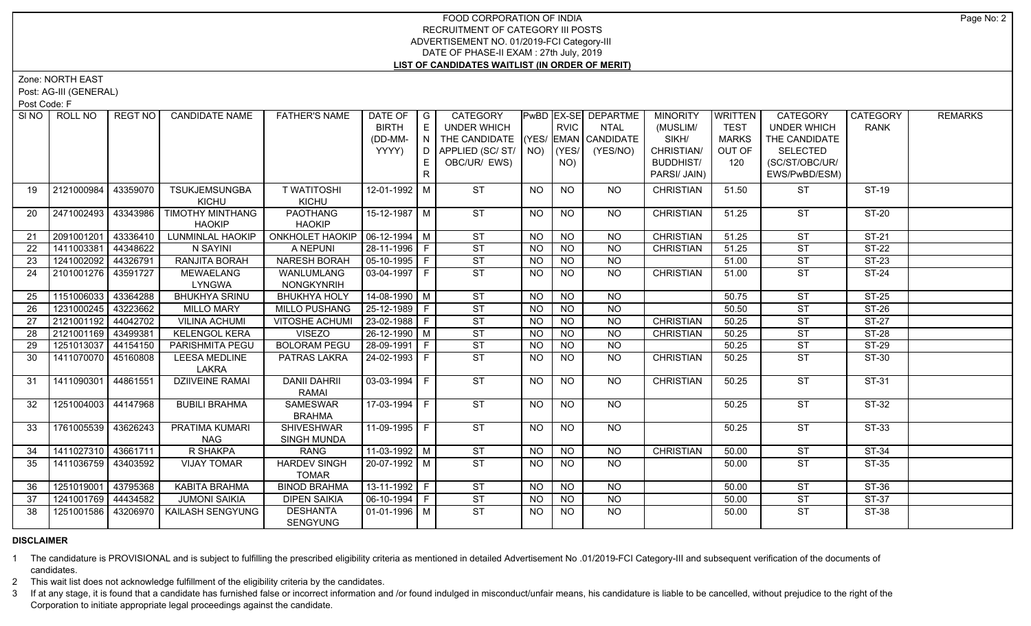# FOOD CORPORATION OF INDIA
## RECRUITMENT OF CATEGORY III POSTS
## ADVERTISEMENT NO. 01/2019-FCI Category-III
## DATE OF PHASE-II EXAM : 27th July, 2019
## LIST OF CANDIDATES WAITLIST (IN ORDER OF MERIT)

Zone: NORTH EAST

Post: AG-III (GENERAL)

Post Code: F

| Sl NO | ROLL NO | REGT NO | CANDIDATE NAME | FATHER'S NAME | DATE OF BIRTH (DD-MM-YYYY) | GENDER | CATEGORY UNDER WHICH THE CANDIDATE APPLIED (SC/ ST/ OBC/UR/ EWS) | PwBD (YES/ NO) | EX-SERVICEMAN (YES/ NO) | DEPARTMENTAL CANDIDATE (YES/NO) | MINORITY (MUSLIM/ SIKH/ CHRISTIAN/ BUDDHIST/ PARSI/ JAIN) | WRITTEN TEST MARKS OUT OF 120 | CATEGORY UNDER WHICH THE CANDIDATE SELECTED (SC/ST/OBC/UR/ EWS/PwBD/ESM) | CATEGORY RANK | REMARKS |
|---|---|---|---|---|---|---|---|---|---|---|---|---|---|---|---|
| 19 | 2121000984 | 43359070 | TSUKJEMSUNGBA KICHU | T WATITOSHI KICHU | 12-01-1992 | M | ST | NO | NO | NO | CHRISTIAN | 51.50 | ST | ST-19 | |
| 20 | 2471002493 | 43343986 | TIMOTHY MINTHANG HAOKIP | PAOTHANG HAOKIP | 15-12-1987 | M | ST | NO | NO | NO | CHRISTIAN | 51.25 | ST | ST-20 | |
| 21 | 2091001201 | 43336410 | LUNMINLAL HAOKIP | ONKHOLET HAOKIP | 06-12-1994 | M | ST | NO | NO | NO | CHRISTIAN | 51.25 | ST | ST-21 | |
| 22 | 1411003381 | 44348622 | N SAYINI | A NEPUNI | 28-11-1996 | F | ST | NO | NO | NO | CHRISTIAN | 51.25 | ST | ST-22 | |
| 23 | 1241002092 | 44326791 | RANJITA BORAH | NARESH BORAH | 05-10-1995 | F | ST | NO | NO | NO | | 51.00 | ST | ST-23 | |
| 24 | 2101001276 | 43591727 | MEWAELANG LYNGWA | WANLUMLANG NONGKYNRIH | 03-04-1997 | F | ST | NO | NO | NO | CHRISTIAN | 51.00 | ST | ST-24 | |
| 25 | 1151006033 | 43364288 | BHUKHYA SRINU | BHUKHYA HOLY | 14-08-1990 | M | ST | NO | NO | NO | | 50.75 | ST | ST-25 | |
| 26 | 1231000245 | 43223662 | MILLO MARY | MILLO PUSHANG | 25-12-1989 | F | ST | NO | NO | NO | | 50.50 | ST | ST-26 | |
| 27 | 2121001192 | 44042702 | VILINA ACHUMI | VITOSHE ACHUMI | 23-02-1988 | F | ST | NO | NO | NO | CHRISTIAN | 50.25 | ST | ST-27 | |
| 28 | 2121001169 | 43499381 | KELENGOL KERA | VISEZO | 26-12-1990 | M | ST | NO | NO | NO | CHRISTIAN | 50.25 | ST | ST-28 | |
| 29 | 1251013037 | 44154150 | PARISHMITA PEGU | BOLORAM PEGU | 28-09-1991 | F | ST | NO | NO | NO | | 50.25 | ST | ST-29 | |
| 30 | 1411070070 | 45160808 | LEESA MEDLINE LAKRA | PATRAS LAKRA | 24-02-1993 | F | ST | NO | NO | NO | CHRISTIAN | 50.25 | ST | ST-30 | |
| 31 | 1411090301 | 44861551 | DZIIVEINE RAMAI | DANII DAHRII RAMAI | 03-03-1994 | F | ST | NO | NO | NO | CHRISTIAN | 50.25 | ST | ST-31 | |
| 32 | 1251004003 | 44147968 | BUBILI BRAHMA | SAMESWAR BRAHMA | 17-03-1994 | F | ST | NO | NO | NO | | 50.25 | ST | ST-32 | |
| 33 | 1761005539 | 43626243 | PRATIMA KUMARI NAG | SHIVESHWAR SINGH MUNDA | 11-09-1995 | F | ST | NO | NO | NO | | 50.25 | ST | ST-33 | |
| 34 | 1411027310 | 43661711 | R SHAKPA | RANG | 11-03-1992 | M | ST | NO | NO | NO | CHRISTIAN | 50.00 | ST | ST-34 | |
| 35 | 1411036759 | 43403592 | VIJAY TOMAR | HARDEV SINGH TOMAR | 20-07-1992 | M | ST | NO | NO | NO | | 50.00 | ST | ST-35 | |
| 36 | 1251019001 | 43795368 | KABITA BRAHMA | BINOD BRAHMA | 13-11-1992 | F | ST | NO | NO | NO | | 50.00 | ST | ST-36 | |
| 37 | 1241001769 | 44434582 | JUMONI SAIKIA | DIPEN SAIKIA | 06-10-1994 | F | ST | NO | NO | NO | | 50.00 | ST | ST-37 | |
| 38 | 1251001586 | 43206970 | KAILASH SENGYUNG | DESHANTA SENGYUNG | 01-01-1996 | M | ST | NO | NO | NO | | 50.00 | ST | ST-38 | |

**DISCLAIMER**

1 The candidature is PROVISIONAL and is subject to fulfilling the prescribed eligibility criteria as mentioned in detailed Advertisement No .01/2019-FCI Category-III and subsequent verification of the documents of candidates.

2 This wait list does not acknowledge fulfillment of the eligibility criteria by the candidates.

3 If at any stage, it is found that a candidate has furnished false or incorrect information and /or found indulged in misconduct/unfair means, his candidature is liable to be cancelled, without prejudice to the right of the Corporation to initiate appropriate legal proceedings against the candidate.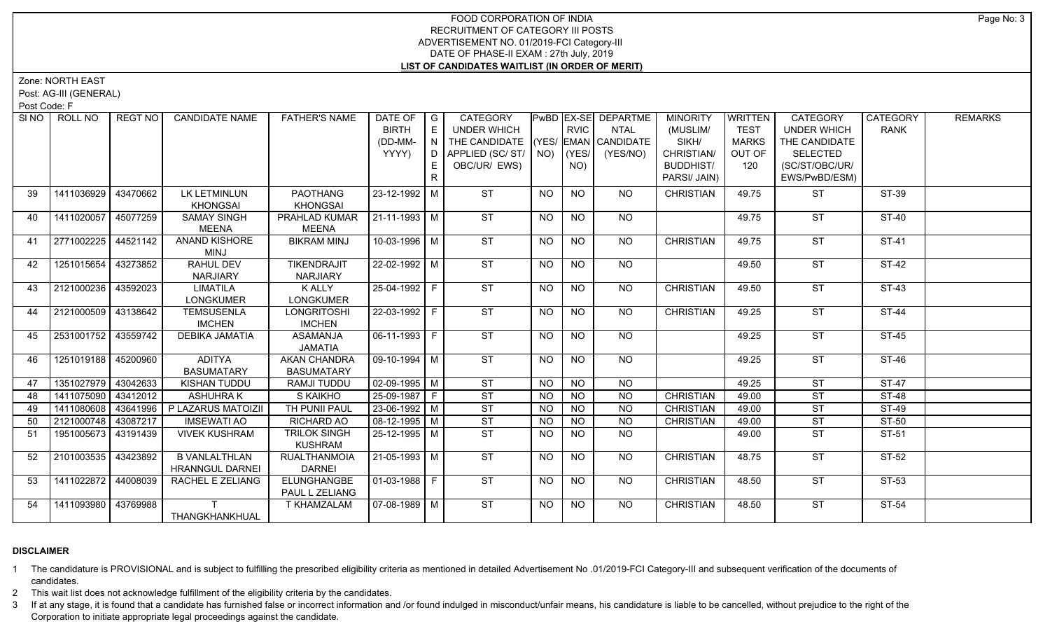# FOOD CORPORATION OF INDIA
## RECRUITMENT OF CATEGORY III POSTS
## ADVERTISEMENT NO. 01/2019-FCI Category-III
## DATE OF PHASE-II EXAM : 27th July, 2019
## LIST OF CANDIDATES WAITLIST (IN ORDER OF MERIT)

Zone: NORTH EAST

Post: AG-III (GENERAL)

Post Code: F

| Sl NO | ROLL NO | REGT NO | CANDIDATE NAME | FATHER'S NAME | DATE OF BIRTH (DD-MM-YYYY) | GENDER | CATEGORY UNDER WHICH THE CANDIDATE APPLIED (SC/ ST/ OBC/UR/ EWS) | PwBD (YES/ NO) | EX-SERVICEMAN (YES/ NO) | DEPARTMENTAL CANDIDATE (YES/NO) | MINORITY (MUSLIM/ SIKH/ CHRISTIAN/ BUDDHIST/ PARSI/ JAIN) | WRITTEN TEST MARKS OUT OF 120 | CATEGORY UNDER WHICH THE CANDIDATE SELECTED (SC/ST/OBC/UR/ EWS/PwBD/ESM) | CATEGORY RANK | REMARKS |
|---|---|---|---|---|---|---|---|---|---|---|---|---|---|---|---|
| 39 | 1411036929 | 43470662 | LK LETMINLUN KHONGSAI | PAOTHANG KHONGSAI | 23-12-1992 | M | ST | NO | NO | NO | CHRISTIAN | 49.75 | ST | ST-39 | |
| 40 | 1411020057 | 45077259 | SAMAY SINGH MEENA | PRAHLAD KUMAR MEENA | 21-11-1993 | M | ST | NO | NO | NO | | 49.75 | ST | ST-40 | |
| 41 | 2771002225 | 44521142 | ANAND KISHORE MINJ | BIKRAM MINJ | 10-03-1996 | M | ST | NO | NO | NO | CHRISTIAN | 49.75 | ST | ST-41 | |
| 42 | 1251015654 | 43273852 | RAHUL DEV NARJIARY | TIKENDRAJIT NARJIARY | 22-02-1992 | M | ST | NO | NO | NO | | 49.50 | ST | ST-42 | |
| 43 | 2121000236 | 43592023 | LIMATILA LONGKUMER | K ALLY LONGKUMER | 25-04-1992 | F | ST | NO | NO | NO | CHRISTIAN | 49.50 | ST | ST-43 | |
| 44 | 2121000509 | 43138642 | TEMSUSENLA IMCHEN | LONGRITOSHI IMCHEN | 22-03-1992 | F | ST | NO | NO | NO | CHRISTIAN | 49.25 | ST | ST-44 | |
| 45 | 2531001752 | 43559742 | DEBIKA JAMATIA | ASAMANJA JAMATIA | 06-11-1993 | F | ST | NO | NO | NO | | 49.25 | ST | ST-45 | |
| 46 | 1251019188 | 45200960 | ADITYA BASUMATARY | AKAN CHANDRA BASUMATARY | 09-10-1994 | M | ST | NO | NO | NO | | 49.25 | ST | ST-46 | |
| 47 | 1351027979 | 43042633 | KISHAN TUDDU | RAMJI TUDDU | 02-09-1995 | M | ST | NO | NO | NO | | 49.25 | ST | ST-47 | |
| 48 | 1411075090 | 43412012 | ASHUHRA K | S KAIKHO | 25-09-1987 | F | ST | NO | NO | NO | CHRISTIAN | 49.00 | ST | ST-48 | |
| 49 | 1411080608 | 43641996 | P LAZARUS MATOIZII | TH PUNII PAUL | 23-06-1992 | M | ST | NO | NO | NO | CHRISTIAN | 49.00 | ST | ST-49 | |
| 50 | 2121000748 | 43087217 | IMSEWATI AO | RICHARD AO | 08-12-1995 | M | ST | NO | NO | NO | CHRISTIAN | 49.00 | ST | ST-50 | |
| 51 | 1951005673 | 43191439 | VIVEK KUSHRAM | TRILOK SINGH KUSHRAM | 25-12-1995 | M | ST | NO | NO | NO | | 49.00 | ST | ST-51 | |
| 52 | 2101003535 | 43423892 | B VANLALTHLAN HRANNGUL DARNEI | RUALTHANMOIA DARNEI | 21-05-1993 | M | ST | NO | NO | NO | CHRISTIAN | 48.75 | ST | ST-52 | |
| 53 | 1411022872 | 44008039 | RACHEL E ZELIANG | ELUNGHANGBE PAUL L ZELIANG | 01-03-1988 | F | ST | NO | NO | NO | CHRISTIAN | 48.50 | ST | ST-53 | |
| 54 | 1411093980 | 43769988 | T THANGKHANKHUAL | T KHAMZALAM | 07-08-1989 | M | ST | NO | NO | NO | CHRISTIAN | 48.50 | ST | ST-54 | |

### DISCLAIMER

1. The candidature is PROVISIONAL and is subject to fulfilling the prescribed eligibility criteria as mentioned in detailed Advertisement No .01/2019-FCI Category-III and subsequent verification of the documents of candidates.
2. This wait list does not acknowledge fulfillment of the eligibility criteria by the candidates.
3. If at any stage, it is found that a candidate has furnished false or incorrect information and /or found indulged in misconduct/unfair means, his candidature is liable to be cancelled, without prejudice to the right of the Corporation to initiate appropriate legal proceedings against the candidate.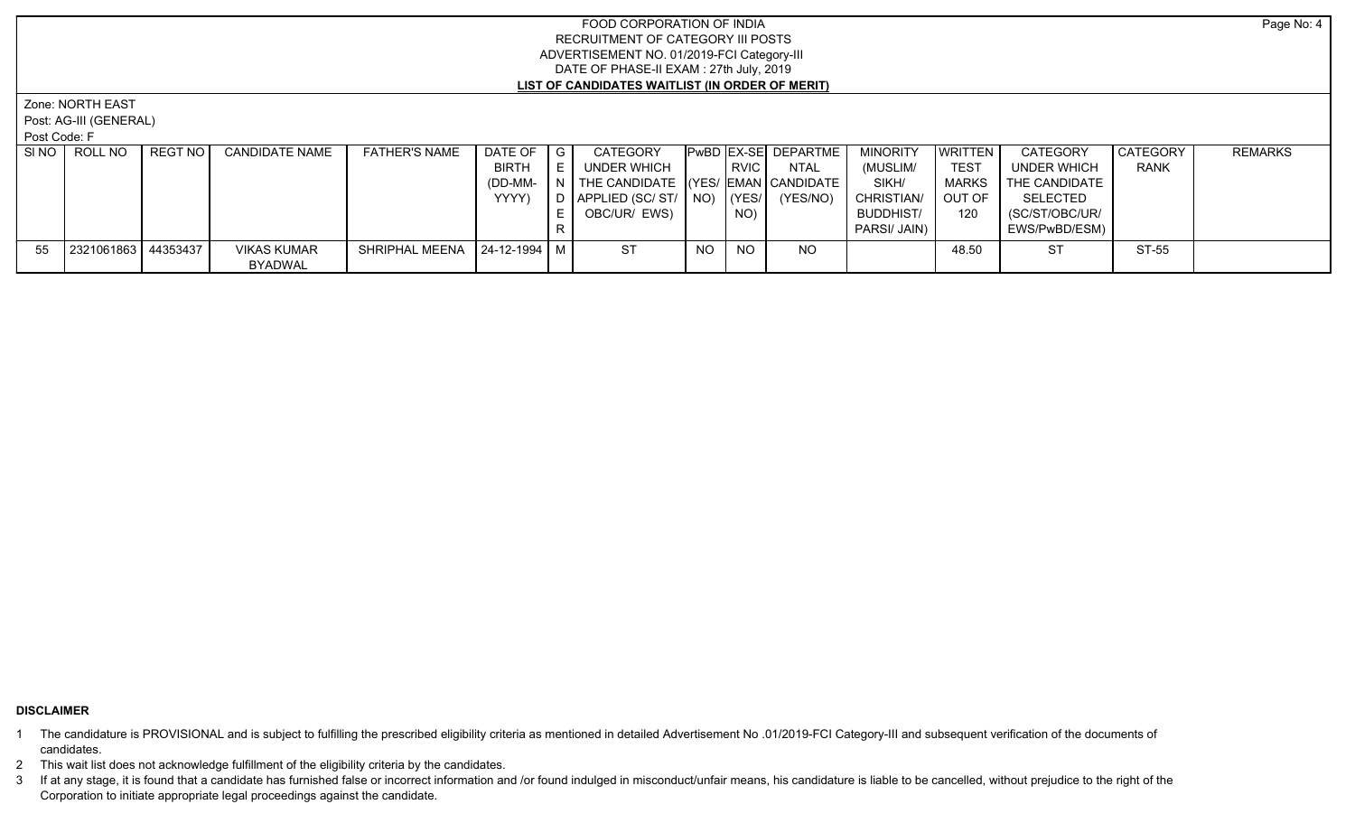FOOD CORPORATION OF INDIA
RECRUITMENT OF CATEGORY III POSTS
ADVERTISEMENT NO. 01/2019-FCI Category-III
DATE OF PHASE-II EXAM : 27th July, 2019

**LIST OF CANDIDATES WAITLIST (IN ORDER OF MERIT)**

Zone: NORTH EAST
Post: AG-III (GENERAL)
Post Code: F

| Sl NO | ROLL NO | REGT NO | CANDIDATE NAME | FATHER'S NAME | DATE OF BIRTH (DD-MM-YYYY) | GENDER | CATEGORY UNDER WHICH THE CANDIDATE APPLIED (SC/ ST/ OBC/UR/ EWS) | PwBD (YES/ NO) | EX-SERVICEMAN (YES/ NO) | DEPARTMENTAL CANDIDATE (YES/NO) | MINORITY (MUSLIM/ SIKH/ CHRISTIAN/ BUDDHIST/ PARSI/ JAIN) | WRITTEN TEST MARKS OUT OF 120 | CATEGORY UNDER WHICH THE CANDIDATE SELECTED (SC/ST/OBC/UR/ EWS/PwBD/ESM) | CATEGORY RANK | REMARKS |
|---|---|---|---|---|---|---|---|---|---|---|---|---|---|---|---|
| 55 | 2321061863 | 44353437 | VIKAS KUMAR BYADWAL | SHRIPHAL MEENA | 24-12-1994 | M | ST | NO | NO | NO | | 48.50 | ST | ST-55 | |

**DISCLAIMER**

1. The candidature is PROVISIONAL and is subject to fulfilling the prescribed eligibility criteria as mentioned in detailed Advertisement No .01/2019-FCI Category-III and subsequent verification of the documents of candidates.
2. This wait list does not acknowledge fulfillment of the eligibility criteria by the candidates.
3. If at any stage, it is found that a candidate has furnished false or incorrect information and /or found indulged in misconduct/unfair means, his candidature is liable to be cancelled, without prejudice to the right of the Corporation to initiate appropriate legal proceedings against the candidate.